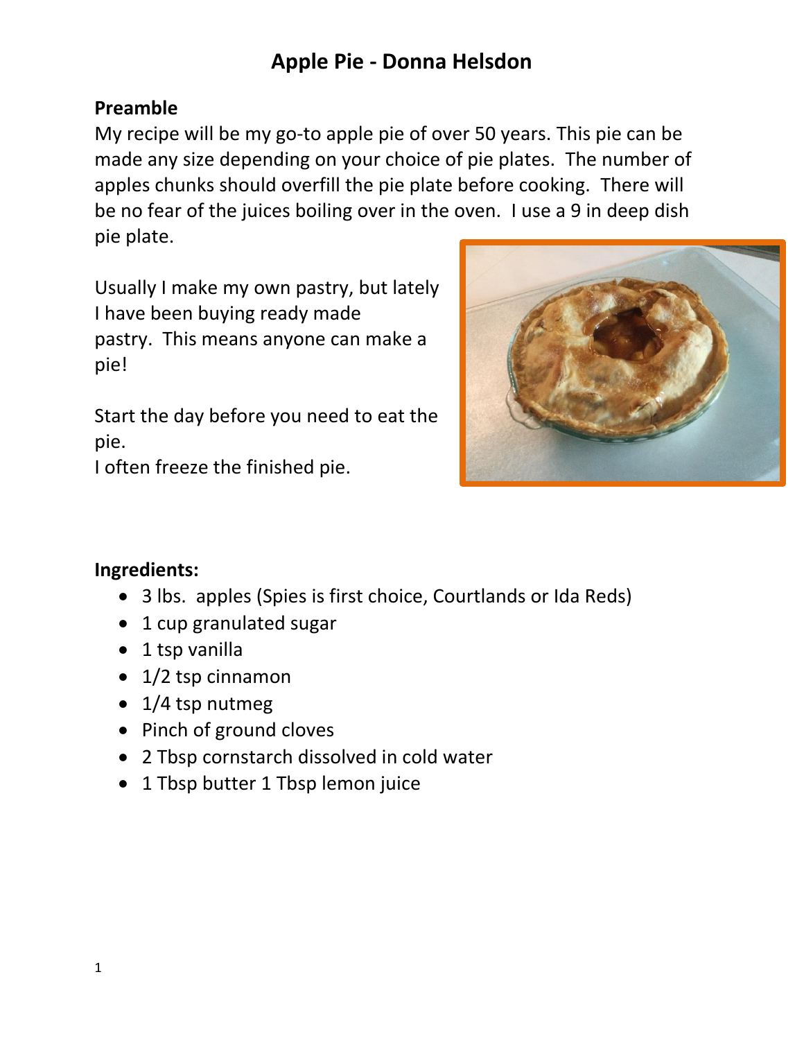# Apple Pie - Donna Helsdon

**Preamble**

My recipe will be my go-to apple pie of over 50 years. This pie can be made any size depending on your choice of pie plates. The number of apples chunks should overfill the pie plate before cooking. There will be no fear of the juices boiling over in the oven. I use a 9 in deep dish pie plate.

Usually I make my own pastry, but lately I have been buying ready made pastry. This means anyone can make a pie!

Start the day before you need to eat the pie.
I often freeze the finished pie.

**Ingredients:**

- 3 lbs. apples (Spies is first choice, Courtlands or Ida Reds)
- 1 cup granulated sugar
- 1 tsp vanilla
- 1/2 tsp cinnamon
- 1/4 tsp nutmeg
- Pinch of ground cloves
- 2 Tbsp cornstarch dissolved in cold water
- 1 Tbsp butter 1 Tbsp lemon juice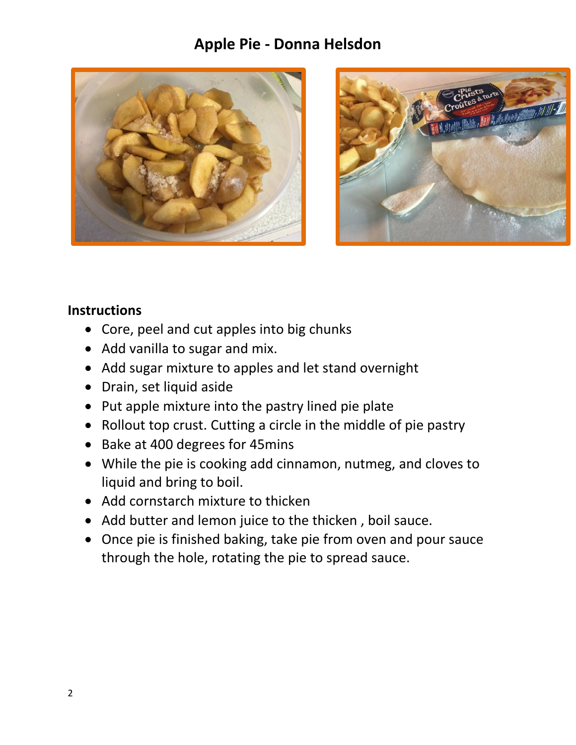# Apple Pie - Donna Helsdon

**Instructions**

- Core, peel and cut apples into big chunks
- Add vanilla to sugar and mix.
- Add sugar mixture to apples and let stand overnight
- Drain, set liquid aside
- Put apple mixture into the pastry lined pie plate
- Rollout top crust. Cutting a circle in the middle of pie pastry
- Bake at 400 degrees for 45mins
- While the pie is cooking add cinnamon, nutmeg, and cloves to liquid and bring to boil.
- Add cornstarch mixture to thicken
- Add butter and lemon juice to the thicken , boil sauce.
- Once pie is finished baking, take pie from oven and pour sauce through the hole, rotating the pie to spread sauce.